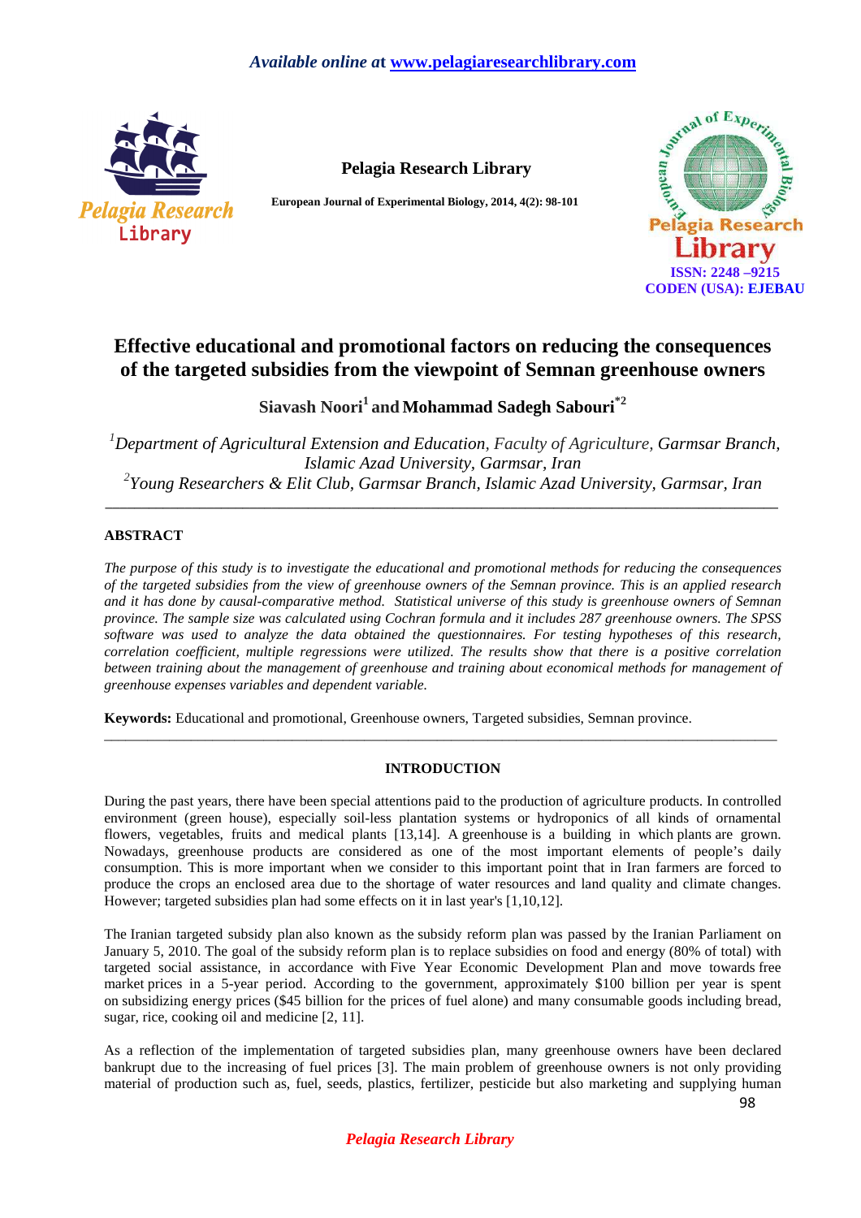# Effective educational and promotional factors on reducing the consequences of the targeted subsidies from the viewpoint of Semnan greenhouse owners

**Siavash Noori[1] and Mohammad Sadegh Sabouri[*2]**

*[1]Department of Agricultural Extension and Education, Faculty of Agriculture, Garmsar Branch, Islamic Azad University, Garmsar, Iran*
*[2]Young Researchers & Elit Club, Garmsar Branch, Islamic Azad University, Garmsar, Iran*

---

## ABSTRACT

*The purpose of this study is to investigate the educational and promotional methods for reducing the consequences of the targeted subsidies from the view of greenhouse owners of the Semnan province. This is an applied research and it has done by causal-comparative method. Statistical universe of this study is greenhouse owners of Semnan province. The sample size was calculated using Cochran formula and it includes 287 greenhouse owners. The SPSS software was used to analyze the data obtained the questionnaires. For testing hypotheses of this research, correlation coefficient, multiple regressions were utilized. The results show that there is a positive correlation between training about the management of greenhouse and training about economical methods for management of greenhouse expenses variables and dependent variable.*

**Keywords:** Educational and promotional, Greenhouse owners, Targeted subsidies, Semnan province.

---

## INTRODUCTION

During the past years, there have been special attentions paid to the production of agriculture products. In controlled environment (green house), especially soil-less plantation systems or hydroponics of all kinds of ornamental flowers, vegetables, fruits and medical plants [13,14]. A greenhouse is a building in which plants are grown. Nowadays, greenhouse products are considered as one of the most important elements of people's daily consumption. This is more important when we consider to this important point that in Iran farmers are forced to produce the crops an enclosed area due to the shortage of water resources and land quality and climate changes. However; targeted subsidies plan had some effects on it in last year's [1,10,12].

The Iranian targeted subsidy plan also known as the subsidy reform plan was passed by the Iranian Parliament on January 5, 2010. The goal of the subsidy reform plan is to replace subsidies on food and energy (80% of total) with targeted social assistance, in accordance with Five Year Economic Development Plan and move towards free market prices in a 5-year period. According to the government, approximately $100 billion per year is spent on subsidizing energy prices ($45 billion for the prices of fuel alone) and many consumable goods including bread, sugar, rice, cooking oil and medicine [2, 11].

As a reflection of the implementation of targeted subsidies plan, many greenhouse owners have been declared bankrupt due to the increasing of fuel prices [3]. The main problem of greenhouse owners is not only providing material of production such as, fuel, seeds, plastics, fertilizer, pesticide but also marketing and supplying human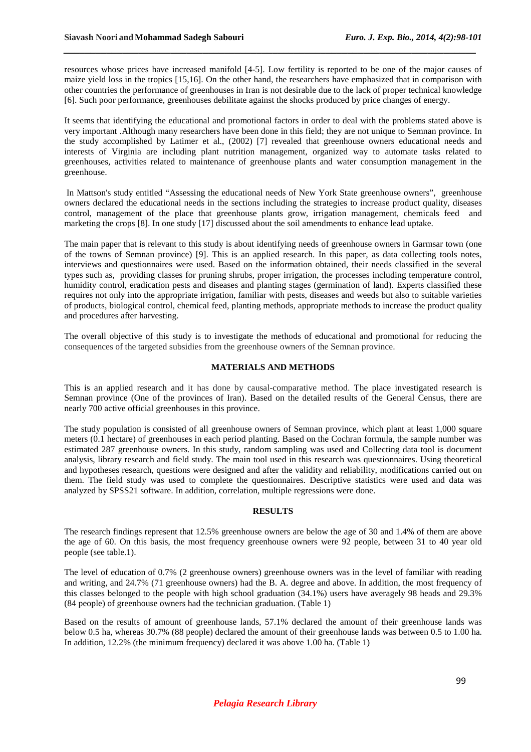resources whose prices have increased manifold [4-5]. Low fertility is reported to be one of the major causes of maize yield loss in the tropics [15,16]. On the other hand, the researchers have emphasized that in comparison with other countries the performance of greenhouses in Iran is not desirable due to the lack of proper technical knowledge [6]. Such poor performance, greenhouses debilitate against the shocks produced by price changes of energy.

It seems that identifying the educational and promotional factors in order to deal with the problems stated above is very important .Although many researchers have been done in this field; they are not unique to Semnan province. In the study accomplished by Latimer et al., (2002) [7] revealed that greenhouse owners educational needs and interests of Virginia are including plant nutrition management, organized way to automate tasks related to greenhouses, activities related to maintenance of greenhouse plants and water consumption management in the greenhouse.

In Mattson's study entitled "Assessing the educational needs of New York State greenhouse owners", greenhouse owners declared the educational needs in the sections including the strategies to increase product quality, diseases control, management of the place that greenhouse plants grow, irrigation management, chemicals feed and marketing the crops [8]. In one study [17] discussed about the soil amendments to enhance lead uptake.

The main paper that is relevant to this study is about identifying needs of greenhouse owners in Garmsar town (one of the towns of Semnan province) [9]. This is an applied research. In this paper, as data collecting tools notes, interviews and questionnaires were used. Based on the information obtained, their needs classified in the several types such as, providing classes for pruning shrubs, proper irrigation, the processes including temperature control, humidity control, eradication pests and diseases and planting stages (germination of land). Experts classified these requires not only into the appropriate irrigation, familiar with pests, diseases and weeds but also to suitable varieties of products, biological control, chemical feed, planting methods, appropriate methods to increase the product quality and procedures after harvesting.

The overall objective of this study is to investigate the methods of educational and promotional for reducing the consequences of the targeted subsidies from the greenhouse owners of the Semnan province.

## MATERIALS AND METHODS

This is an applied research and it has done by causal-comparative method. The place investigated research is Semnan province (One of the provinces of Iran). Based on the detailed results of the General Census, there are nearly 700 active official greenhouses in this province.

The study population is consisted of all greenhouse owners of Semnan province, which plant at least 1,000 square meters (0.1 hectare) of greenhouses in each period planting. Based on the Cochran formula, the sample number was estimated 287 greenhouse owners. In this study, random sampling was used and Collecting data tool is document analysis, library research and field study. The main tool used in this research was questionnaires. Using theoretical and hypotheses research, questions were designed and after the validity and reliability, modifications carried out on them. The field study was used to complete the questionnaires. Descriptive statistics were used and data was analyzed by SPSS21 software. In addition, correlation, multiple regressions were done.

## RESULTS

The research findings represent that 12.5% greenhouse owners are below the age of 30 and 1.4% of them are above the age of 60. On this basis, the most frequency greenhouse owners were 92 people, between 31 to 40 year old people (see table.1).

The level of education of 0.7% (2 greenhouse owners) greenhouse owners was in the level of familiar with reading and writing, and 24.7% (71 greenhouse owners) had the B. A. degree and above. In addition, the most frequency of this classes belonged to the people with high school graduation (34.1%) users have averagely 98 heads and 29.3% (84 people) of greenhouse owners had the technician graduation. (Table 1)

Based on the results of amount of greenhouse lands, 57.1% declared the amount of their greenhouse lands was below 0.5 ha, whereas 30.7% (88 people) declared the amount of their greenhouse lands was between 0.5 to 1.00 ha. In addition, 12.2% (the minimum frequency) declared it was above 1.00 ha. (Table 1)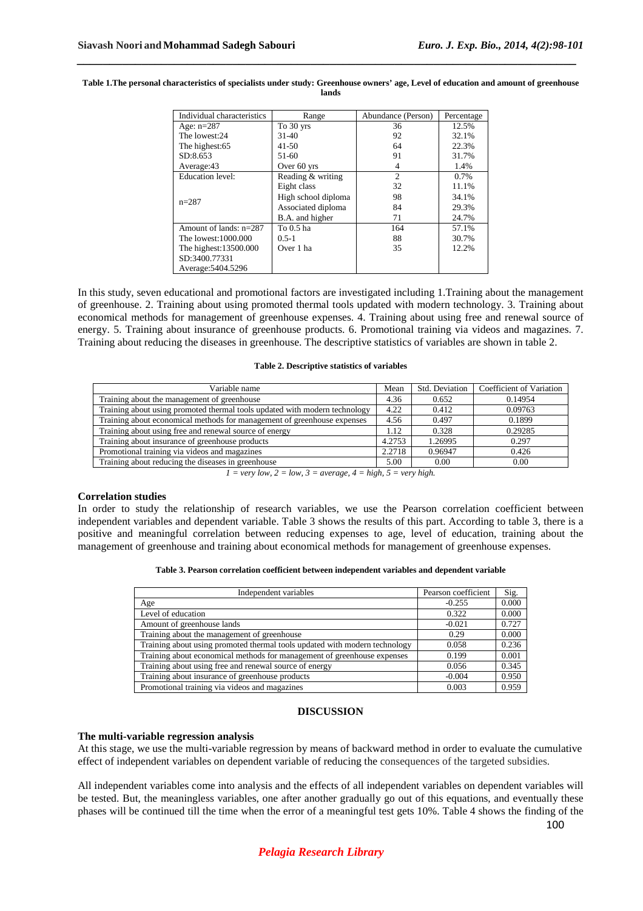**Table 1.The personal characteristics of specialists under study: Greenhouse owners' age, Level of education and amount of greenhouse lands**

| Individual characteristics | Range | Abundance (Person) | Percentage |
|---|---|---|---|
| Age: n=287 | To 30 yrs | 36 | 12.5% |
| The lowest:24 | 31-40 | 92 | 32.1% |
| The highest:65 | 41-50 | 64 | 22.3% |
| SD:8.653 | 51-60 | 91 | 31.7% |
| Average:43 | Over 60 yrs | 4 | 1.4% |
| Education level: | Reading & writing | 2 | 0.7% |
| | Eight class | 32 | 11.1% |
| n=287 | High school diploma | 98 | 34.1% |
| | Associated diploma | 84 | 29.3% |
| | B.A. and higher | 71 | 24.7% |
| Amount of lands: n=287 | To 0.5 ha | 164 | 57.1% |
| The lowest:1000.000 | 0.5-1 | 88 | 30.7% |
| The highest:13500.000 | Over 1 ha | 35 | 12.2% |
| SD:3400.77331 | | | |
| Average:5404.5296 | | | |

In this study, seven educational and promotional factors are investigated including 1.Training about the management of greenhouse. 2. Training about using promoted thermal tools updated with modern technology. 3. Training about economical methods for management of greenhouse expenses. 4. Training about using free and renewal source of energy. 5. Training about insurance of greenhouse products. 6. Promotional training via videos and magazines. 7. Training about reducing the diseases in greenhouse. The descriptive statistics of variables are shown in table 2.

**Table 2. Descriptive statistics of variables**

| Variable name | Mean | Std. Deviation | Coefficient of Variation |
|---|---|---|---|
| Training about the management of greenhouse | 4.36 | 0.652 | 0.14954 |
| Training about using promoted thermal tools updated with modern technology | 4.22 | 0.412 | 0.09763 |
| Training about economical methods for management of greenhouse expenses | 4.56 | 0.497 | 0.1899 |
| Training about using free and renewal source of energy | 1.12 | 0.328 | 0.29285 |
| Training about insurance of greenhouse products | 4.2753 | 1.26995 | 0.297 |
| Promotional training via videos and magazines | 2.2718 | 0.96947 | 0.426 |
| Training about reducing the diseases in greenhouse | 5.00 | 0.00 | 0.00 |

*1 = very low, 2 = low, 3 = average, 4 = high, 5 = very high.*

### Correlation studies

In order to study the relationship of research variables, we use the Pearson correlation coefficient between independent variables and dependent variable. Table 3 shows the results of this part. According to table 3, there is a positive and meaningful correlation between reducing expenses to age, level of education, training about the management of greenhouse and training about economical methods for management of greenhouse expenses.

**Table 3. Pearson correlation coefficient between independent variables and dependent variable**

| Independent variables | Pearson coefficient | Sig. |
|---|---|---|
| Age | -0.255 | 0.000 |
| Level of education | 0.322 | 0.000 |
| Amount of greenhouse lands | -0.021 | 0.727 |
| Training about the management of greenhouse | 0.29 | 0.000 |
| Training about using promoted thermal tools updated with modern technology | 0.058 | 0.236 |
| Training about economical methods for management of greenhouse expenses | 0.199 | 0.001 |
| Training about using free and renewal source of energy | 0.056 | 0.345 |
| Training about insurance of greenhouse products | -0.004 | 0.950 |
| Promotional training via videos and magazines | 0.003 | 0.959 |

## DISCUSSION

### The multi-variable regression analysis

At this stage, we use the multi-variable regression by means of backward method in order to evaluate the cumulative effect of independent variables on dependent variable of reducing the consequences of the targeted subsidies.

All independent variables come into analysis and the effects of all independent variables on dependent variables will be tested. But, the meaningless variables, one after another gradually go out of this equations, and eventually these phases will be continued till the time when the error of a meaningful test gets 10%. Table 4 shows the finding of the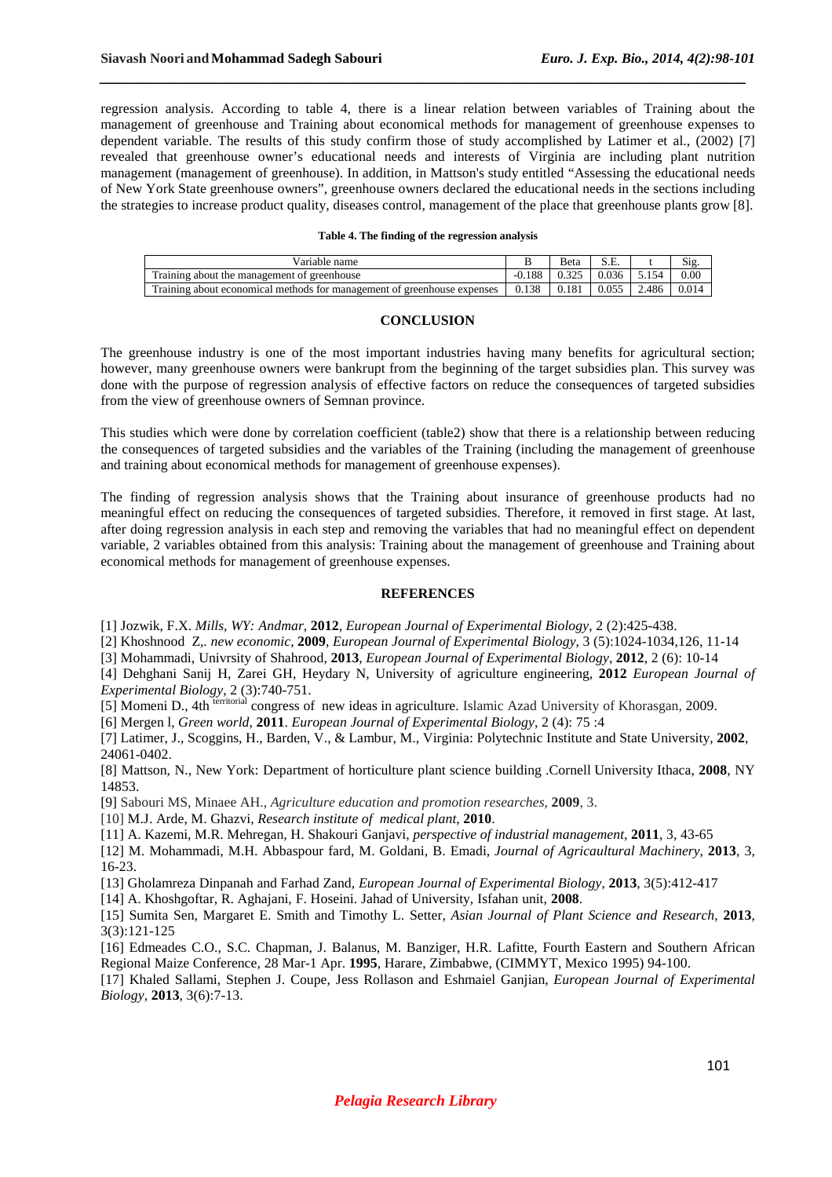regression analysis. According to table 4, there is a linear relation between variables of Training about the management of greenhouse and Training about economical methods for management of greenhouse expenses to dependent variable. The results of this study confirm those of study accomplished by Latimer et al., (2002) [7] revealed that greenhouse owner's educational needs and interests of Virginia are including plant nutrition management (management of greenhouse). In addition, in Mattson's study entitled "Assessing the educational needs of New York State greenhouse owners", greenhouse owners declared the educational needs in the sections including the strategies to increase product quality, diseases control, management of the place that greenhouse plants grow [8].

**Table 4. The finding of the regression analysis**

| Variable name | B | Beta | S.E. | t | Sig. |
|---|---|---|---|---|---|
| Training about the management of greenhouse | -0.188 | 0.325 | 0.036 | 5.154 | 0.00 |
| Training about economical methods for management of greenhouse expenses | 0.138 | 0.181 | 0.055 | 2.486 | 0.014 |

## CONCLUSION

The greenhouse industry is one of the most important industries having many benefits for agricultural section; however, many greenhouse owners were bankrupt from the beginning of the target subsidies plan. This survey was done with the purpose of regression analysis of effective factors on reduce the consequences of targeted subsidies from the view of greenhouse owners of Semnan province.

This studies which were done by correlation coefficient (table2) show that there is a relationship between reducing the consequences of targeted subsidies and the variables of the Training (including the management of greenhouse and training about economical methods for management of greenhouse expenses).

The finding of regression analysis shows that the Training about insurance of greenhouse products had no meaningful effect on reducing the consequences of targeted subsidies. Therefore, it removed in first stage. At last, after doing regression analysis in each step and removing the variables that had no meaningful effect on dependent variable, 2 variables obtained from this analysis: Training about the management of greenhouse and Training about economical methods for management of greenhouse expenses.

## REFERENCES

[1] Jozwik, F.X. *Mills, WY: Andmar*, **2012**, *European Journal of Experimental Biology*, 2 (2):425-438.

[2] Khoshnood Z,. *new economic*, **2009**, *European Journal of Experimental Biology*, 3 (5):1024-1034,126, 11-14

[3] Mohammadi, Univrsity of Shahrood, **2013**, *European Journal of Experimental Biology*, **2012**, 2 (6): 10-14

[4] Dehghani Sanij H, Zarei GH, Heydary N, University of agriculture engineering, **2012** *European Journal of Experimental Biology*, 2 (3):740-751.

[5] Momeni D., 4th [territorial] congress of new ideas in agriculture. Islamic Azad University of Khorasgan, 2009.

[6] Mergen l, *Green world*, **2011**. *European Journal of Experimental Biology*, 2 (4): 75 :4

[7] Latimer, J., Scoggins, H., Barden, V., & Lambur, M., Virginia: Polytechnic Institute and State University, **2002**, 24061-0402.

[8] Mattson, N., New York: Department of horticulture plant science building .Cornell University Ithaca, **2008**, NY 14853.

[9] Sabouri MS, Minaee AH., *Agriculture education and promotion researches*, **2009**, 3.

[10] M.J. Arde, M. Ghazvi, *Research institute of medical plant*, **2010**.

[11] A. Kazemi, M.R. Mehregan, H. Shakouri Ganjavi, *perspective of industrial management*, **2011**, 3, 43-65

[12] M. Mohammadi, M.H. Abbaspour fard, M. Goldani, B. Emadi, *Journal of Agricaultural Machinery*, **2013**, 3, 16-23.

[13] Gholamreza Dinpanah and Farhad Zand, *European Journal of Experimental Biology*, **2013**, 3(5):412-417

[14] A. Khoshgoftar, R. Aghajani, F. Hoseini. Jahad of University, Isfahan unit, **2008**.

[15] Sumita Sen, Margaret E. Smith and Timothy L. Setter, *Asian Journal of Plant Science and Research*, **2013**, 3(3):121-125

[16] Edmeades C.O., S.C. Chapman, J. Balanus, M. Banziger, H.R. Lafitte, Fourth Eastern and Southern African Regional Maize Conference, 28 Mar-1 Apr. **1995**, Harare, Zimbabwe, (CIMMYT, Mexico 1995) 94-100.

[17] Khaled Sallami, Stephen J. Coupe, Jess Rollason and Eshmaiel Ganjian, *European Journal of Experimental Biology*, **2013**, 3(6):7-13.